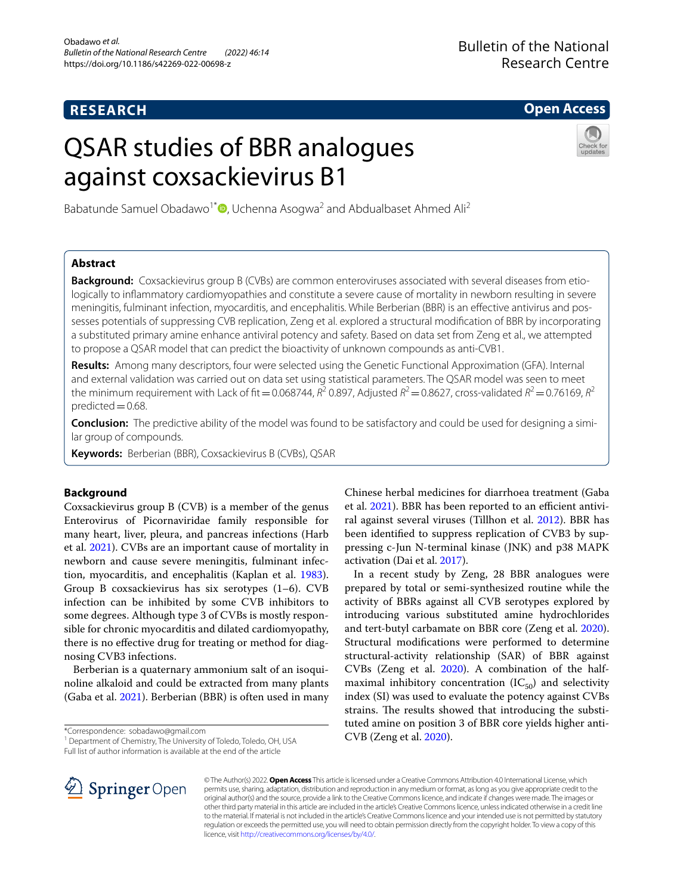RESEARCH

Open Access

# QSAR studies of BBR analogues against coxsackievirus B1

Babatunde Samuel Obadawo[1*], Uchenna Asogwa[2] and Abdualbaset Ahmed Ali[2]

## Abstract

**Background:** Coxsackievirus group B (CVBs) are common enteroviruses associated with several diseases from etiologically to inflammatory cardiomyopathies and constitute a severe cause of mortality in newborn resulting in severe meningitis, fulminant infection, myocarditis, and encephalitis. While Berberian (BBR) is an effective antivirus and possesses potentials of suppressing CVB replication, Zeng et al. explored a structural modification of BBR by incorporating a substituted primary amine enhance antiviral potency and safety. Based on data set from Zeng et al., we attempted to propose a QSAR model that can predict the bioactivity of unknown compounds as anti-CVB1.

**Results:** Among many descriptors, four were selected using the Genetic Functional Approximation (GFA). Internal and external validation was carried out on data set using statistical parameters. The QSAR model was seen to meet the minimum requirement with Lack of fit = 0.068744, $R^2$ 0.897, Adjusted $R^2$ = 0.8627, cross-validated $R^2$ = 0.76169, $R^2$ predicted = 0.68.

**Conclusion:** The predictive ability of the model was found to be satisfactory and could be used for designing a similar group of compounds.

**Keywords:** Berberian (BBR), Coxsackievirus B (CVBs), QSAR

## Background

Coxsackievirus group B (CVB) is a member of the genus Enterovirus of Picornaviridae family responsible for many heart, liver, pleura, and pancreas infections (Harb et al. 2021). CVBs are an important cause of mortality in newborn and cause severe meningitis, fulminant infection, myocarditis, and encephalitis (Kaplan et al. 1983). Group B coxsackievirus has six serotypes (1–6). CVB infection can be inhibited by some CVB inhibitors to some degrees. Although type 3 of CVBs is mostly responsible for chronic myocarditis and dilated cardiomyopathy, there is no effective drug for treating or method for diagnosing CVB3 infections.

Berberian is a quaternary ammonium salt of an isoquinoline alkaloid and could be extracted from many plants (Gaba et al. 2021). Berberian (BBR) is often used in many Chinese herbal medicines for diarrhoea treatment (Gaba et al. 2021). BBR has been reported to an efficient antiviral against several viruses (Tillhon et al. 2012). BBR has been identified to suppress replication of CVB3 by suppressing c-Jun N-terminal kinase (JNK) and p38 MAPK activation (Dai et al. 2017).

In a recent study by Zeng, 28 BBR analogues were prepared by total or semi-synthesized routine while the activity of BBRs against all CVB serotypes explored by introducing various substituted amine hydrochlorides and tert-butyl carbamate on BBR core (Zeng et al. 2020). Structural modifications were performed to determine structural-activity relationship (SAR) of BBR against CVBs (Zeng et al. 2020). A combination of the half-maximal inhibitory concentration ($IC_{50}$) and selectivity index (SI) was used to evaluate the potency against CVBs strains. The results showed that introducing the substituted amine on position 3 of BBR core yields higher anti-CVB (Zeng et al. 2020).

*Correspondence: sobadawo@gmail.com
[1] Department of Chemistry, The University of Toledo, Toledo, OH, USA
Full list of author information is available at the end of the article

© The Author(s) 2022. **Open Access** This article is licensed under a Creative Commons Attribution 4.0 International License, which permits use, sharing, adaptation, distribution and reproduction in any medium or format, as long as you give appropriate credit to the original author(s) and the source, provide a link to the Creative Commons licence, and indicate if changes were made. The images or other third party material in this article are included in the article's Creative Commons licence, unless indicated otherwise in a credit line to the material. If material is not included in the article's Creative Commons licence and your intended use is not permitted by statutory regulation or exceeds the permitted use, you will need to obtain permission directly from the copyright holder. To view a copy of this licence, visit http://creativecommons.org/licenses/by/4.0/.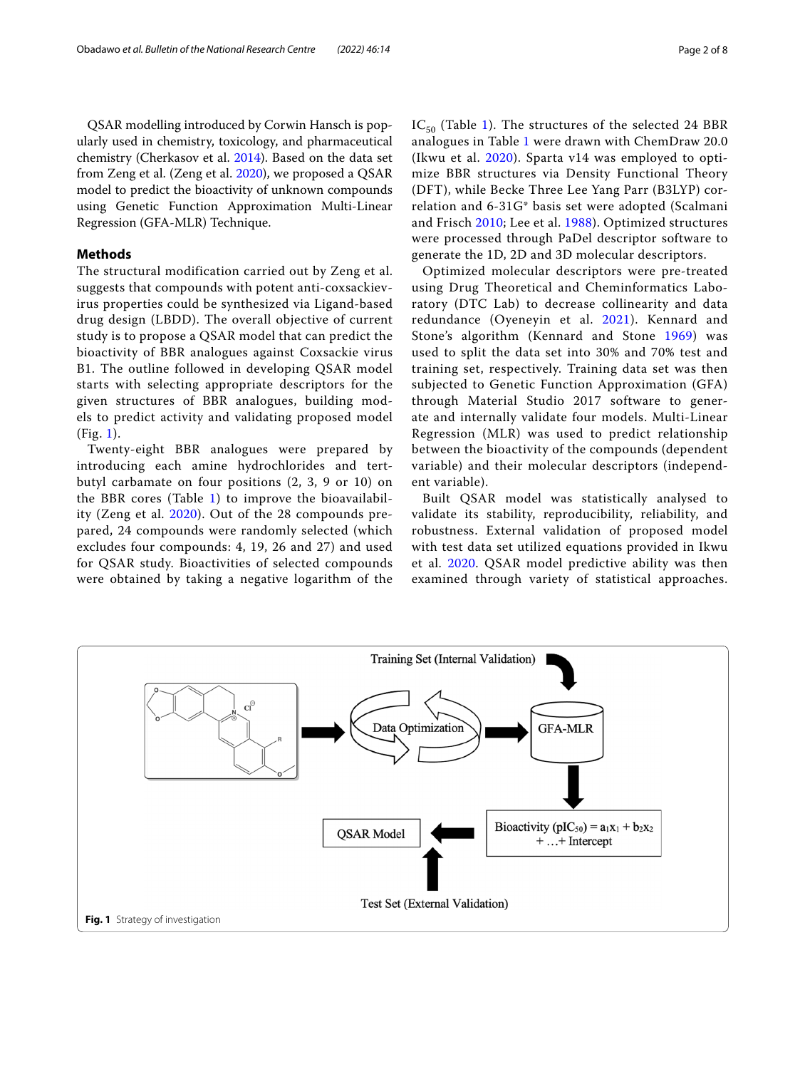QSAR modelling introduced by Corwin Hansch is popularly used in chemistry, toxicology, and pharmaceutical chemistry (Cherkasov et al. 2014). Based on the data set from Zeng et al. (Zeng et al. 2020), we proposed a QSAR model to predict the bioactivity of unknown compounds using Genetic Function Approximation Multi-Linear Regression (GFA-MLR) Technique.

## Methods

The structural modification carried out by Zeng et al. suggests that compounds with potent anti-coxsackievirus properties could be synthesized via Ligand-based drug design (LBDD). The overall objective of current study is to propose a QSAR model that can predict the bioactivity of BBR analogues against Coxsackie virus B1. The outline followed in developing QSAR model starts with selecting appropriate descriptors for the given structures of BBR analogues, building models to predict activity and validating proposed model (Fig. 1).

Twenty-eight BBR analogues were prepared by introducing each amine hydrochlorides and tert-butyl carbamate on four positions (2, 3, 9 or 10) on the BBR cores (Table 1) to improve the bioavailability (Zeng et al. 2020). Out of the 28 compounds prepared, 24 compounds were randomly selected (which excludes four compounds: 4, 19, 26 and 27) and used for QSAR study. Bioactivities of selected compounds were obtained by taking a negative logarithm of the $IC_{50}$ (Table 1). The structures of the selected 24 BBR analogues in Table 1 were drawn with ChemDraw 20.0 (Ikwu et al. 2020). Sparta v14 was employed to optimize BBR structures via Density Functional Theory (DFT), while Becke Three Lee Yang Parr (B3LYP) correlation and 6-31G* basis set were adopted (Scalmani and Frisch 2010; Lee et al. 1988). Optimized structures were processed through PaDel descriptor software to generate the 1D, 2D and 3D molecular descriptors.

Optimized molecular descriptors were pre-treated using Drug Theoretical and Cheminformatics Laboratory (DTC Lab) to decrease collinearity and data redundance (Oyeneyin et al. 2021). Kennard and Stone's algorithm (Kennard and Stone 1969) was used to split the data set into 30% and 70% test and training set, respectively. Training data set was then subjected to Genetic Function Approximation (GFA) through Material Studio 2017 software to generate and internally validate four models. Multi-Linear Regression (MLR) was used to predict relationship between the bioactivity of the compounds (dependent variable) and their molecular descriptors (independent variable).

Built QSAR model was statistically analysed to validate its stability, reproducibility, reliability, and robustness. External validation of proposed model with test data set utilized equations provided in Ikwu et al. 2020. QSAR model predictive ability was then examined through variety of statistical approaches.

Training Set (Internal Validation) → Data Optimization → GFA-MLR → Bioactivity ($pIC_{50}$) = $a_1x_1 + b_2x_2 + \ldots +$ Intercept → QSAR Model ← Test Set (External Validation)

**Fig. 1** Strategy of investigation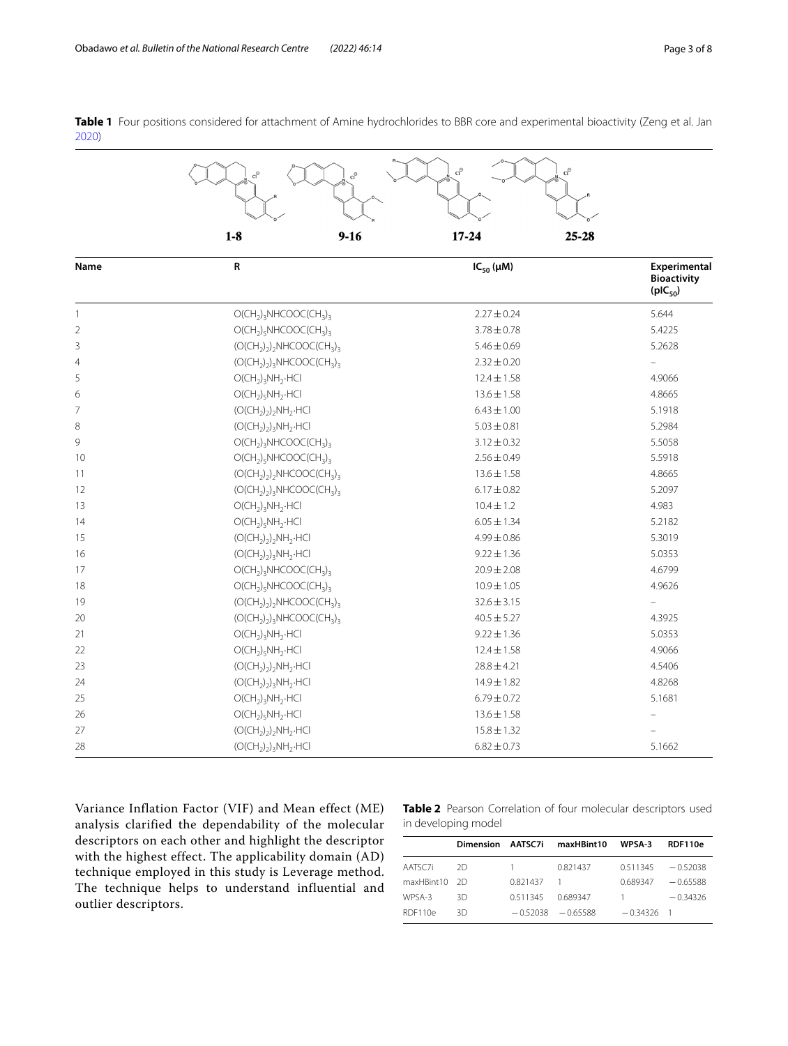**Table 1** Four positions considered for attachment of Amine hydrochlorides to BBR core and experimental bioactivity (Zeng et al. Jan 2020)

1-8 &nbsp;&nbsp;&nbsp; 9-16 &nbsp;&nbsp;&nbsp; 17-24 &nbsp;&nbsp;&nbsp; 25-28

| Name | R | $IC_{50}$ (μM) | Experimental Bioactivity ($pIC_{50}$) |
|---|---|---|---|
| 1 | $O(CH_2)_3NHCOOC(CH_3)_3$ | 2.27 ± 0.24 | 5.644 |
| 2 | $O(CH_2)_5NHCOOC(CH_3)_3$ | 3.78 ± 0.78 | 5.4225 |
| 3 | $(O(CH_2)_2)_2NHCOOC(CH_3)_3$ | 5.46 ± 0.69 | 5.2628 |
| 4 | $(O(CH_2)_2)_3NHCOOC(CH_3)_3$ | 2.32 ± 0.20 | – |
| 5 | $O(CH_2)_3NH_2·HCl$ | 12.4 ± 1.58 | 4.9066 |
| 6 | $O(CH_2)_5NH_2·HCl$ | 13.6 ± 1.58 | 4.8665 |
| 7 | $(O(CH_2)_2)_2NH_2·HCl$ | 6.43 ± 1.00 | 5.1918 |
| 8 | $(O(CH_2)_2)_3NH_2·HCl$ | 5.03 ± 0.81 | 5.2984 |
| 9 | $O(CH_2)_3NHCOOC(CH_3)_3$ | 3.12 ± 0.32 | 5.5058 |
| 10 | $O(CH_2)_5NHCOOC(CH_3)_3$ | 2.56 ± 0.49 | 5.5918 |
| 11 | $(O(CH_2)_2)_2NHCOOC(CH_3)_3$ | 13.6 ± 1.58 | 4.8665 |
| 12 | $(O(CH_2)_2)_3NHCOOC(CH_3)_3$ | 6.17 ± 0.82 | 5.2097 |
| 13 | $O(CH_2)_3NH_2·HCl$ | 10.4 ± 1.2 | 4.983 |
| 14 | $O(CH_2)_5NH_2·HCl$ | 6.05 ± 1.34 | 5.2182 |
| 15 | $(O(CH_2)_2)_2NH_2·HCl$ | 4.99 ± 0.86 | 5.3019 |
| 16 | $(O(CH_2)_2)_3NH_2·HCl$ | 9.22 ± 1.36 | 5.0353 |
| 17 | $O(CH_2)_3NHCOOC(CH_3)_3$ | 20.9 ± 2.08 | 4.6799 |
| 18 | $O(CH_2)_5NHCOOC(CH_3)_3$ | 10.9 ± 1.05 | 4.9626 |
| 19 | $(O(CH_2)_2)_2NHCOOC(CH_3)_3$ | 32.6 ± 3.15 | – |
| 20 | $(O(CH_2)_2)_3NHCOOC(CH_3)_3$ | 40.5 ± 5.27 | 4.3925 |
| 21 | $O(CH_2)_3NH_2·HCl$ | 9.22 ± 1.36 | 5.0353 |
| 22 | $O(CH_2)_5NH_2·HCl$ | 12.4 ± 1.58 | 4.9066 |
| 23 | $(O(CH_2)_2)_2NH_2·HCl$ | 28.8 ± 4.21 | 4.5406 |
| 24 | $(O(CH_2)_2)_3NH_2·HCl$ | 14.9 ± 1.82 | 4.8268 |
| 25 | $O(CH_2)_3NH_2·HCl$ | 6.79 ± 0.72 | 5.1681 |
| 26 | $O(CH_2)_5NH_2·HCl$ | 13.6 ± 1.58 | – |
| 27 | $(O(CH_2)_2)_2NH_2·HCl$ | 15.8 ± 1.32 | – |
| 28 | $(O(CH_2)_2)_3NH_2·HCl$ | 6.82 ± 0.73 | 5.1662 |

Variance Inflation Factor (VIF) and Mean effect (ME) analysis clarified the dependability of the molecular descriptors on each other and highlight the descriptor with the highest effect. The applicability domain (AD) technique employed in this study is Leverage method. The technique helps to understand influential and outlier descriptors.

**Table 2** Pearson Correlation of four molecular descriptors used in developing model

| | Dimension | AATSC7i | maxHBint10 | WPSA-3 | RDF110e |
|---|---|---|---|---|---|
| AATSC7i | 2D | 1 | 0.821437 | 0.511345 | −0.52038 |
| maxHBint10 | 2D | 0.821437 | 1 | 0.689347 | −0.65588 |
| WPSA-3 | 3D | 0.511345 | 0.689347 | 1 | −0.34326 |
| RDF110e | 3D | −0.52038 | −0.65588 | −0.34326 | 1 |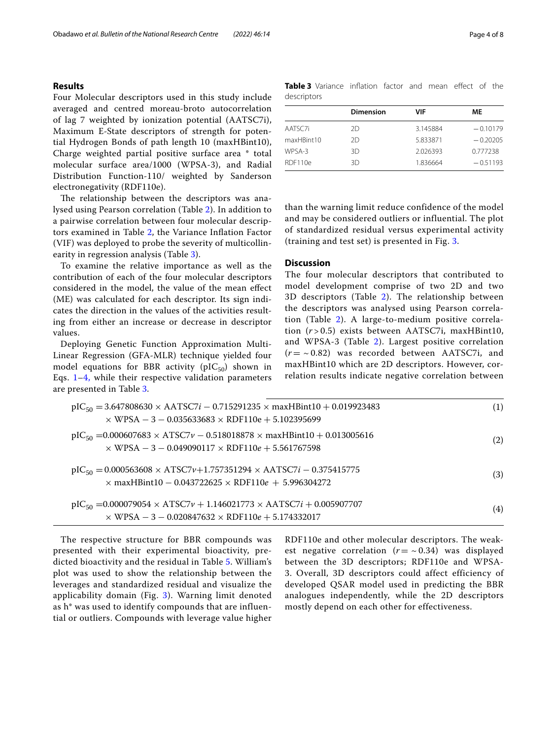## Results

Four Molecular descriptors used in this study include averaged and centred moreau-broto autocorrelation of lag 7 weighted by ionization potential (AATSC7i), Maximum E-State descriptors of strength for potential Hydrogen Bonds of path length 10 (maxHBint10), Charge weighted partial positive surface area * total molecular surface area/1000 (WPSA-3), and Radial Distribution Function-110/ weighted by Sanderson electronegativity (RDF110e).

The relationship between the descriptors was analysed using Pearson correlation (Table 2). In addition to a pairwise correlation between four molecular descriptors examined in Table 2, the Variance Inflation Factor (VIF) was deployed to probe the severity of multicollinearity in regression analysis (Table 3).

To examine the relative importance as well as the contribution of each of the four molecular descriptors considered in the model, the value of the mean effect (ME) was calculated for each descriptor. Its sign indicates the direction in the values of the activities resulting from either an increase or decrease in descriptor values.

Deploying Genetic Function Approximation Multi-Linear Regression (GFA-MLR) technique yielded four model equations for BBR activity ($pIC_{50}$) shown in Eqs. 1–4, while their respective validation parameters are presented in Table 3.

**Table 3** Variance inflation factor and mean effect of the descriptors

| | Dimension | VIF | ME |
|---|---|---|---|
| AATSC7i | 2D | 3.145884 | −0.10179 |
| maxHBint10 | 2D | 5.833871 | −0.20205 |
| WPSA-3 | 3D | 2.026393 | 0.777238 |
| RDF110e | 3D | 1.836664 | −0.51193 |

$$pIC_{50} = 3.647808630 \times AATSC7i - 0.715291235 \times maxHBint10 + 0.019923483 \times WPSA-3 - 0.035633683 \times RDF110e + 5.102395699 \quad (1)$$

$$pIC_{50} = 0.000607683 \times ATSC7v - 0.518018878 \times maxHBint10 + 0.013005616 \times WPSA-3 - 0.049090117 \times RDF110e + 5.561767598 \quad (2)$$

$$pIC_{50} = 0.000563608 \times ATSC7v + 1.757351294 \times AATSC7i - 0.375415775 \times maxHBint10 - 0.043722625 \times RDF110e + 5.996304272 \quad (3)$$

$$pIC_{50} = 0.000079054 \times ATSC7v + 1.146021773 \times AATSC7i + 0.005907707 \times WPSA-3 - 0.020847632 \times RDF110e + 5.174332017 \quad (4)$$

The respective structure for BBR compounds was presented with their experimental bioactivity, predicted bioactivity and the residual in Table 5. William's plot was used to show the relationship between the leverages and standardized residual and visualize the applicability domain (Fig. 3). Warning limit denoted as h* was used to identify compounds that are influential or outliers. Compounds with leverage value higher than the warning limit reduce confidence of the model and may be considered outliers or influential. The plot of standardized residual versus experimental activity (training and test set) is presented in Fig. 3.

## Discussion

The four molecular descriptors that contributed to model development comprise of two 2D and two 3D descriptors (Table 2). The relationship between the descriptors was analysed using Pearson correlation (Table 2). A large-to-medium positive correlation ($r > 0.5$) exists between AATSC7i, maxHBint10, and WPSA-3 (Table 2). Largest positive correlation ($r = \sim 0.82$) was recorded between AATSC7i, and maxHBint10 which are 2D descriptors. However, correlation results indicate negative correlation between RDF110e and other molecular descriptors. The weakest negative correlation ($r = \sim 0.34$) was displayed between the 3D descriptors; RDF110e and WPSA-3. Overall, 3D descriptors could affect efficiency of developed QSAR model used in predicting the BBR analogues independently, while the 2D descriptors mostly depend on each other for effectiveness.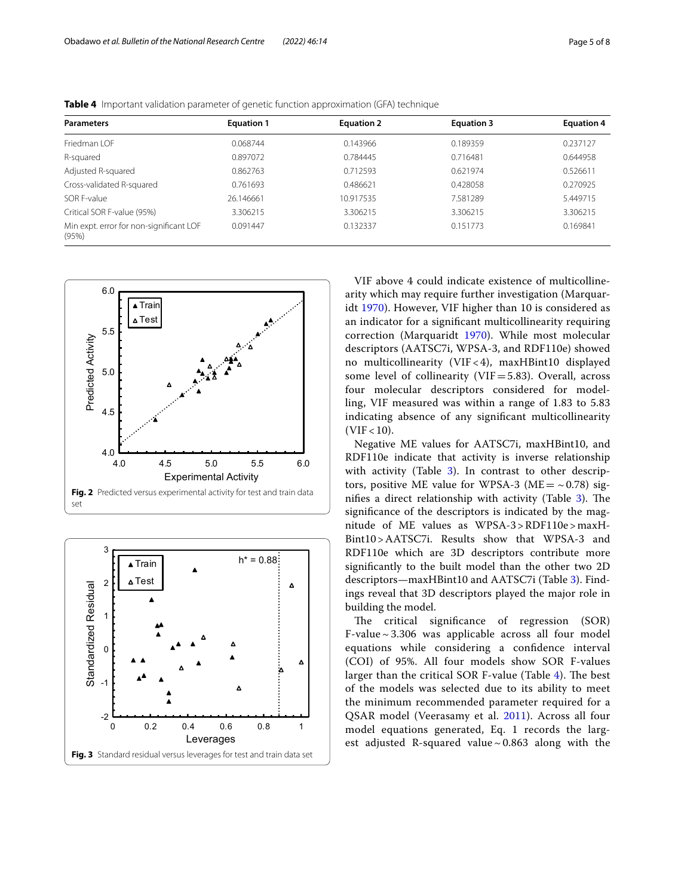**Table 4** Important validation parameter of genetic function approximation (GFA) technique

| Parameters | Equation 1 | Equation 2 | Equation 3 | Equation 4 |
|---|---|---|---|---|
| Friedman LOF | 0.068744 | 0.143966 | 0.189359 | 0.237127 |
| R-squared | 0.897072 | 0.784445 | 0.716481 | 0.644958 |
| Adjusted R-squared | 0.862763 | 0.712593 | 0.621974 | 0.526611 |
| Cross-validated R-squared | 0.761693 | 0.486621 | 0.428058 | 0.270925 |
| SOR F-value | 26.146661 | 10.917535 | 7.581289 | 5.449715 |
| Critical SOR F-value (95%) | 3.306215 | 3.306215 | 3.306215 | 3.306215 |
| Min expt. error for non-significant LOF (95%) | 0.091447 | 0.132337 | 0.151773 | 0.169841 |

**Fig. 2** Predicted versus experimental activity for test and train data set

**Fig. 3** Standard residual versus leverages for test and train data set

VIF above 4 could indicate existence of multicollinearity which may require further investigation (Marquardt 1970). However, VIF higher than 10 is considered as an indicator for a significant multicollinearity requiring correction (Marquardt 1970). While most molecular descriptors (AATSC7i, WPSA-3, and RDF110e) showed no multicollinearity (VIF < 4), maxHBint10 displayed some level of collinearity (VIF = 5.83). Overall, across four molecular descriptors considered for modelling, VIF measured was within a range of 1.83 to 5.83 indicating absence of any significant multicollinearity (VIF < 10).

Negative ME values for AATSC7i, maxHBint10, and RDF110e indicate that activity is inverse relationship with activity (Table 3). In contrast to other descriptors, positive ME value for WPSA-3 (ME = ~ 0.78) signifies a direct relationship with activity (Table 3). The significance of the descriptors is indicated by the magnitude of ME values as WPSA-3 > RDF110e > maxHBint10 > AATSC7i. Results show that WPSA-3 and RDF110e which are 3D descriptors contribute more significantly to the built model than the other two 2D descriptors—maxHBint10 and AATSC7i (Table 3). Findings reveal that 3D descriptors played the major role in building the model.

The critical significance of regression (SOR) F-value ~ 3.306 was applicable across all four model equations while considering a confidence interval (COI) of 95%. All four models show SOR F-values larger than the critical SOR F-value (Table 4). The best of the models was selected due to its ability to meet the minimum recommended parameter required for a QSAR model (Veerasamy et al. 2011). Across all four model equations generated, Eq. 1 records the largest adjusted R-squared value ~ 0.863 along with the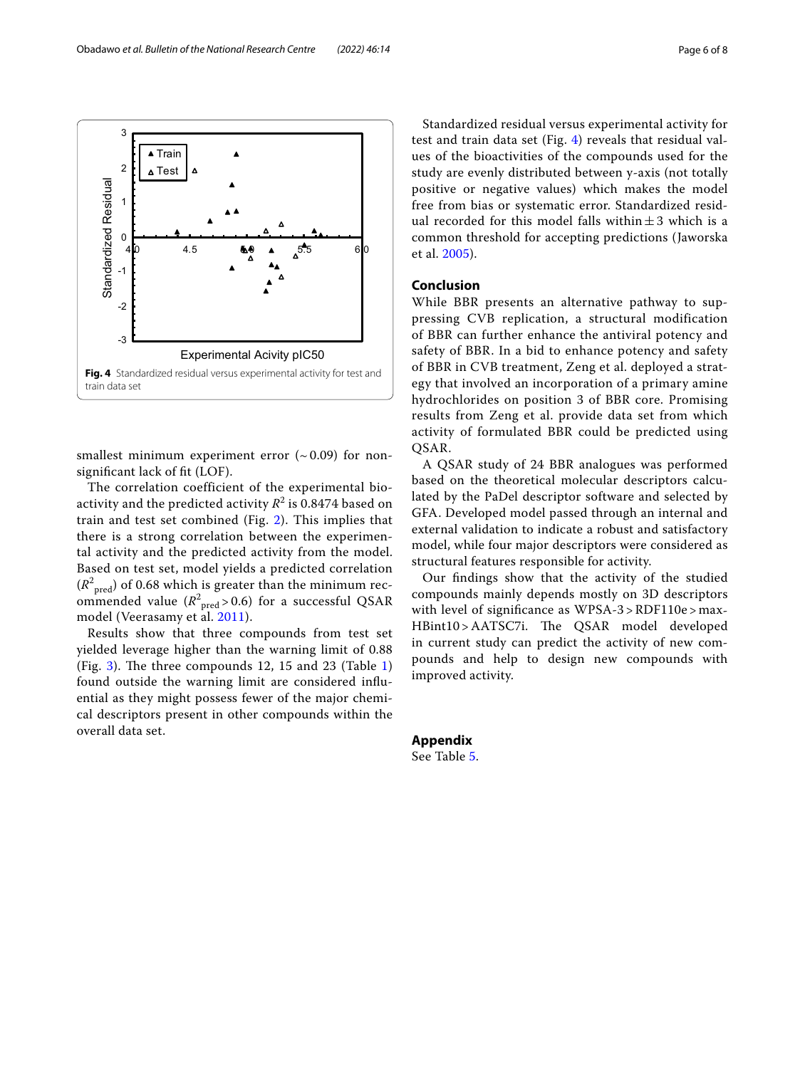Fig. 4 Standardized residual versus experimental activity for test and train data set

smallest minimum experiment error (~ 0.09) for non-significant lack of fit (LOF).

The correlation coefficient of the experimental bioactivity and the predicted activity $R^2$ is 0.8474 based on train and test set combined (Fig. 2). This implies that there is a strong correlation between the experimental activity and the predicted activity from the model. Based on test set, model yields a predicted correlation ($R^2_{pred}$) of 0.68 which is greater than the minimum recommended value ($R^2_{pred} > 0.6$) for a successful QSAR model (Veerasamy et al. 2011).

Results show that three compounds from test set yielded leverage higher than the warning limit of 0.88 (Fig. 3). The three compounds 12, 15 and 23 (Table 1) found outside the warning limit are considered influential as they might possess fewer of the major chemical descriptors present in other compounds within the overall data set.

Standardized residual versus experimental activity for test and train data set (Fig. 4) reveals that residual values of the bioactivities of the compounds used for the study are evenly distributed between y-axis (not totally positive or negative values) which makes the model free from bias or systematic error. Standardized residual recorded for this model falls within ± 3 which is a common threshold for accepting predictions (Jaworska et al. 2005).

## Conclusion

While BBR presents an alternative pathway to suppressing CVB replication, a structural modification of BBR can further enhance the antiviral potency and safety of BBR. In a bid to enhance potency and safety of BBR in CVB treatment, Zeng et al. deployed a strategy that involved an incorporation of a primary amine hydrochlorides on position 3 of BBR core. Promising results from Zeng et al. provide data set from which activity of formulated BBR could be predicted using QSAR.

A QSAR study of 24 BBR analogues was performed based on the theoretical molecular descriptors calculated by the PaDel descriptor software and selected by GFA. Developed model passed through an internal and external validation to indicate a robust and satisfactory model, while four major descriptors were considered as structural features responsible for activity.

Our findings show that the activity of the studied compounds mainly depends mostly on 3D descriptors with level of significance as WPSA-3 > RDF110e > maxHBint10 > AATSC7i. The QSAR model developed in current study can predict the activity of new compounds and help to design new compounds with improved activity.

## Appendix

See Table 5.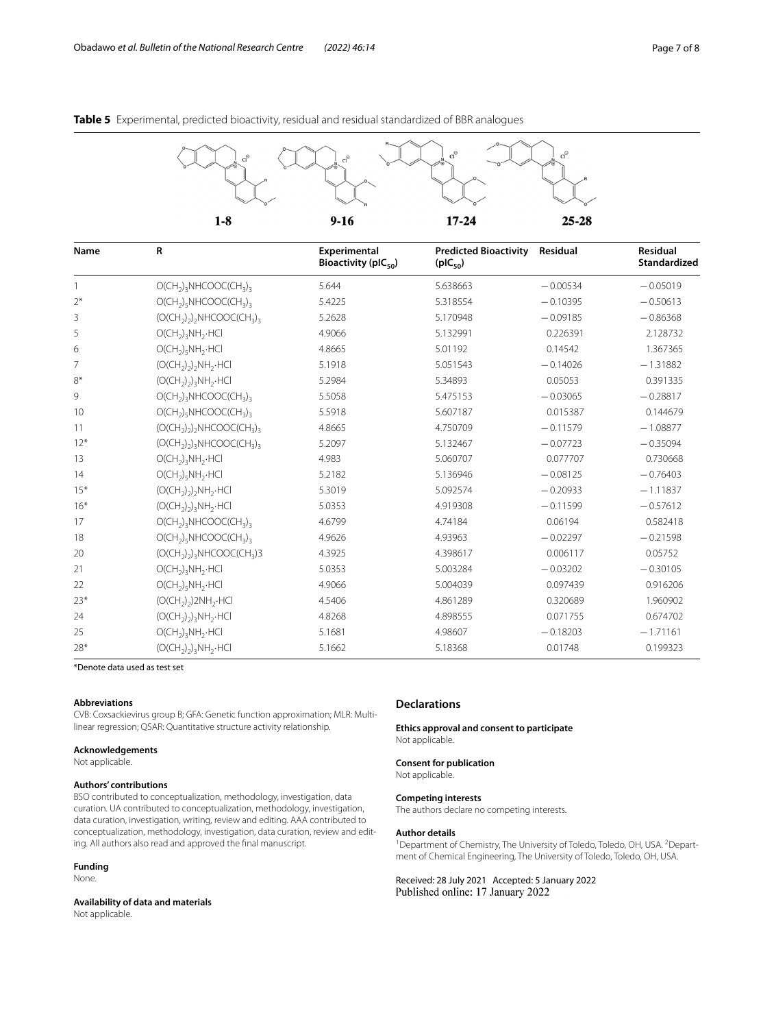**Table 5** Experimental, predicted bioactivity, residual and residual standardized of BBR analogues

| Name | R | Experimental Bioactivity ($pIC_{50}$) | Predicted Bioactivity ($pIC_{50}$) | Residual | Residual Standardized |
|---|---|---|---|---|---|
| 1 | $O(CH_2)_3NHCOOC(CH_3)_3$ | 5.644 | 5.638663 | −0.00534 | −0.05019 |
| 2* | $O(CH_2)_5NHCOOC(CH_3)_3$ | 5.4225 | 5.318554 | −0.10395 | −0.50613 |
| 3 | $(O(CH_2)_2)_2NHCOOC(CH_3)_3$ | 5.2628 | 5.170948 | −0.09185 | −0.86368 |
| 5 | $O(CH_2)_3NH_2{\cdot}HCl$ | 4.9066 | 5.132991 | 0.226391 | 2.128732 |
| 6 | $O(CH_2)_5NH_2{\cdot}HCl$ | 4.8665 | 5.01192 | 0.14542 | 1.367365 |
| 7 | $(O(CH_2)_2)_2NH_2{\cdot}HCl$ | 5.1918 | 5.051543 | −0.14026 | −1.31882 |
| 8* | $(O(CH_2)_2)_3NH_2{\cdot}HCl$ | 5.2984 | 5.34893 | 0.05053 | 0.391335 |
| 9 | $O(CH_2)_3NHCOOC(CH_3)_3$ | 5.5058 | 5.475153 | −0.03065 | −0.28817 |
| 10 | $O(CH_2)_5NHCOOC(CH_3)_3$ | 5.5918 | 5.607187 | 0.015387 | 0.144679 |
| 11 | $(O(CH_2)_2)_2NHCOOC(CH_3)_3$ | 4.8665 | 4.750709 | −0.11579 | −1.08877 |
| 12* | $(O(CH_2)_2)_3NHCOOC(CH_3)_3$ | 5.2097 | 5.132467 | −0.07723 | −0.35094 |
| 13 | $O(CH_2)_3NH_2{\cdot}HCl$ | 4.983 | 5.060707 | 0.077707 | 0.730668 |
| 14 | $O(CH_2)_5NH_2{\cdot}HCl$ | 5.2182 | 5.136946 | −0.08125 | −0.76403 |
| 15* | $(O(CH_2)_2)_2NH_2{\cdot}HCl$ | 5.3019 | 5.092574 | −0.20933 | −1.11837 |
| 16* | $(O(CH_2)_2)_3NH_2{\cdot}HCl$ | 5.0353 | 4.919308 | −0.11599 | −0.57612 |
| 17 | $O(CH_2)_3NHCOOC(CH_3)_3$ | 4.6799 | 4.74184 | 0.06194 | 0.582418 |
| 18 | $O(CH_2)_5NHCOOC(CH_3)_3$ | 4.9626 | 4.93963 | −0.02297 | −0.21598 |
| 20 | $(O(CH_2)_2)_3NHCOOC(CH_3)3$ | 4.3925 | 4.398617 | 0.006117 | 0.05752 |
| 21 | $O(CH_2)_3NH_2{\cdot}HCl$ | 5.0353 | 5.003284 | −0.03202 | −0.30105 |
| 22 | $O(CH_2)_5NH_2{\cdot}HCl$ | 4.9066 | 5.004039 | 0.097439 | 0.916206 |
| 23* | $(O(CH_2)_2)2NH_2{\cdot}HCl$ | 4.5406 | 4.861289 | 0.320689 | 1.960902 |
| 24 | $(O(CH_2)_2)_3NH_2{\cdot}HCl$ | 4.8268 | 4.898555 | 0.071755 | 0.674702 |
| 25 | $O(CH_2)_3NH_2{\cdot}HCl$ | 5.1681 | 4.98607 | −0.18203 | −1.71161 |
| 28* | $(O(CH_2)_2)_3NH_2{\cdot}HCl$ | 5.1662 | 5.18368 | 0.01748 | 0.199323 |

*Denote data used as test set

#### Abbreviations
CVB: Coxsackievirus group B; GFA: Genetic function approximation; MLR: Multilinear regression; QSAR: Quantitative structure activity relationship.

#### Acknowledgements
Not applicable.

#### Authors' contributions
BSO contributed to conceptualization, methodology, investigation, data curation. UA contributed to conceptualization, methodology, investigation, data curation, investigation, writing, review and editing. AAA contributed to conceptualization, methodology, investigation, data curation, review and editing. All authors also read and approved the final manuscript.

#### Funding
None.

#### Availability of data and materials
Not applicable.

## Declarations

#### Ethics approval and consent to participate
Not applicable.

#### Consent for publication
Not applicable.

#### Competing interests
The authors declare no competing interests.

#### Author details
[1]Department of Chemistry, The University of Toledo, Toledo, OH, USA. [2]Department of Chemical Engineering, The University of Toledo, Toledo, OH, USA.

Received: 28 July 2021 Accepted: 5 January 2022
Published online: 17 January 2022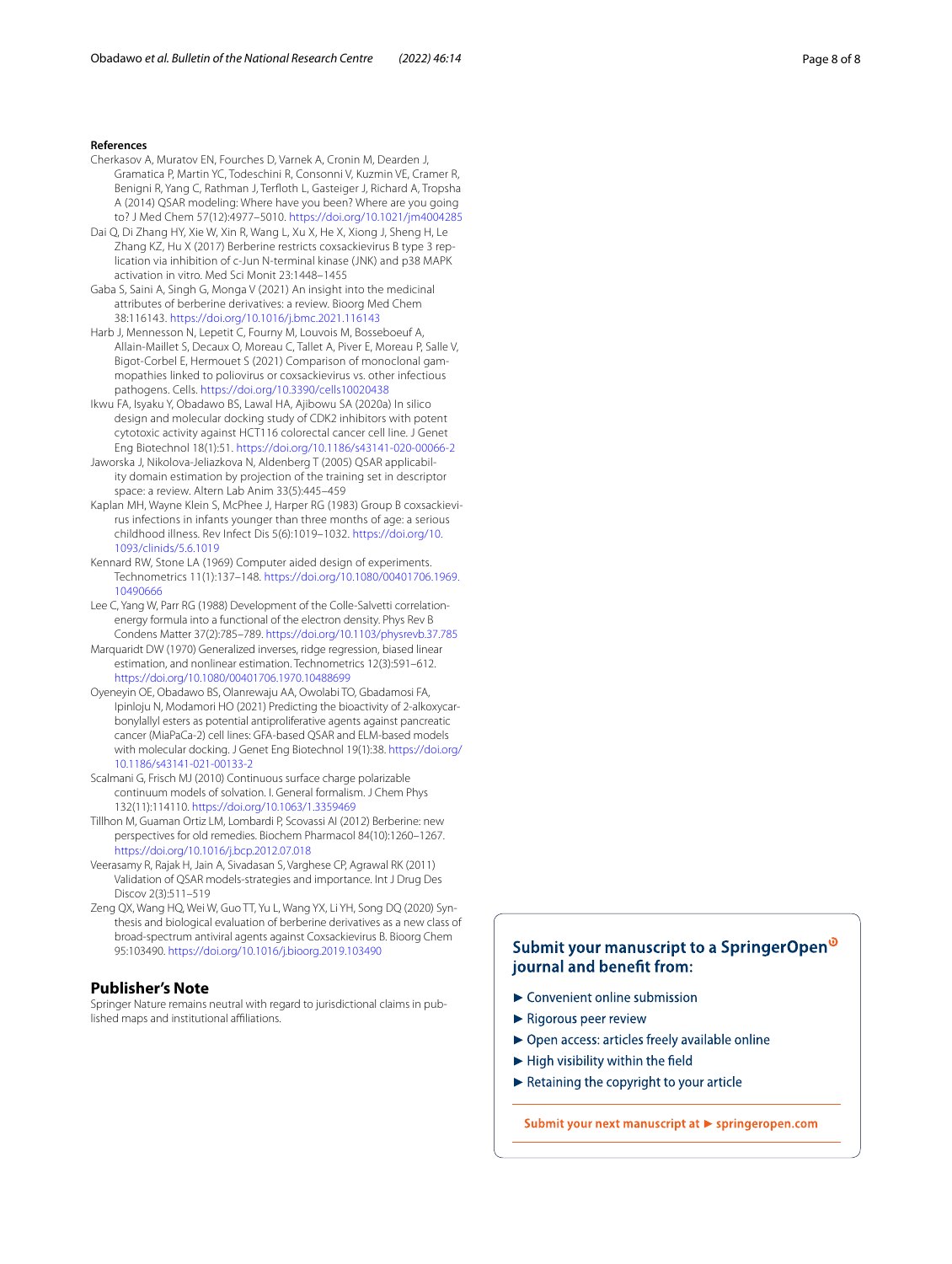### References

Cherkasov A, Muratov EN, Fourches D, Varnek A, Cronin M, Dearden J, Gramatica P, Martin YC, Todeschini R, Consonni V, Kuzmin VE, Cramer R, Benigni R, Yang C, Rathman J, Terfloth L, Gasteiger J, Richard A, Tropsha A (2014) QSAR modeling: Where have you been? Where are you going to? J Med Chem 57(12):4977–5010. https://doi.org/10.1021/jm4004285

Dai Q, Di Zhang HY, Xie W, Xin R, Wang L, Xu X, He X, Xiong J, Sheng H, Le Zhang KZ, Hu X (2017) Berberine restricts coxsackievirus B type 3 replication via inhibition of c-Jun N-terminal kinase (JNK) and p38 MAPK activation in vitro. Med Sci Monit 23:1448–1455

Gaba S, Saini A, Singh G, Monga V (2021) An insight into the medicinal attributes of berberine derivatives: a review. Bioorg Med Chem 38:116143. https://doi.org/10.1016/j.bmc.2021.116143

Harb J, Mennesson N, Lepetit C, Fourny M, Louvois M, Bosseboeuf A, Allain-Maillet S, Decaux O, Moreau C, Tallet A, Piver E, Moreau P, Salle V, Bigot-Corbel E, Hermouet S (2021) Comparison of monoclonal gammopathies linked to poliovirus or coxsackievirus vs. other infectious pathogens. Cells. https://doi.org/10.3390/cells10020438

Ikwu FA, Isyaku Y, Obadawo BS, Lawal HA, Ajibowu SA (2020a) In silico design and molecular docking study of CDK2 inhibitors with potent cytotoxic activity against HCT116 colorectal cancer cell line. J Genet Eng Biotechnol 18(1):51. https://doi.org/10.1186/s43141-020-00066-2

Jaworska J, Nikolova-Jeliazkova N, Aldenberg T (2005) QSAR applicability domain estimation by projection of the training set in descriptor space: a review. Altern Lab Anim 33(5):445–459

Kaplan MH, Wayne Klein S, McPhee J, Harper RG (1983) Group B coxsackievirus infections in infants younger than three months of age: a serious childhood illness. Rev Infect Dis 5(6):1019–1032. https://doi.org/10.1093/clinids/5.6.1019

Kennard RW, Stone LA (1969) Computer aided design of experiments. Technometrics 11(1):137–148. https://doi.org/10.1080/00401706.1969.10490666

Lee C, Yang W, Parr RG (1988) Development of the Colle-Salvetti correlation-energy formula into a functional of the electron density. Phys Rev B Condens Matter 37(2):785–789. https://doi.org/10.1103/physrevb.37.785

Marquaridt DW (1970) Generalized inverses, ridge regression, biased linear estimation, and nonlinear estimation. Technometrics 12(3):591–612. https://doi.org/10.1080/00401706.1970.10488699

Oyeneyin OE, Obadawo BS, Olanrewaju AA, Owolabi TO, Gbadamosi FA, Ipinloju N, Modamori HO (2021) Predicting the bioactivity of 2-alkoxycarbonylallyl esters as potential antiproliferative agents against pancreatic cancer (MiaPaCa-2) cell lines: GFA-based QSAR and ELM-based models with molecular docking. J Genet Eng Biotechnol 19(1):38. https://doi.org/10.1186/s43141-021-00133-2

Scalmani G, Frisch MJ (2010) Continuous surface charge polarizable continuum models of solvation. I. General formalism. J Chem Phys 132(11):114110. https://doi.org/10.1063/1.3359469

Tillhon M, Guaman Ortiz LM, Lombardi P, Scovassi AI (2012) Berberine: new perspectives for old remedies. Biochem Pharmacol 84(10):1260–1267. https://doi.org/10.1016/j.bcp.2012.07.018

Veerasamy R, Rajak H, Jain A, Sivadasan S, Varghese CP, Agrawal RK (2011) Validation of QSAR models-strategies and importance. Int J Drug Des Discov 2(3):511–519

Zeng QX, Wang HQ, Wei W, Guo TT, Yu L, Wang YX, Li YH, Song DQ (2020) Synthesis and biological evaluation of berberine derivatives as a new class of broad-spectrum antiviral agents against Coxsackievirus B. Bioorg Chem 95:103490. https://doi.org/10.1016/j.bioorg.2019.103490

## Publisher's Note

Springer Nature remains neutral with regard to jurisdictional claims in published maps and institutional affiliations.

**Submit your manuscript to a SpringerOpen journal and benefit from:**

- Convenient online submission
- Rigorous peer review
- Open access: articles freely available online
- High visibility within the field
- Retaining the copyright to your article

**Submit your next manuscript at ▶ springeropen.com**